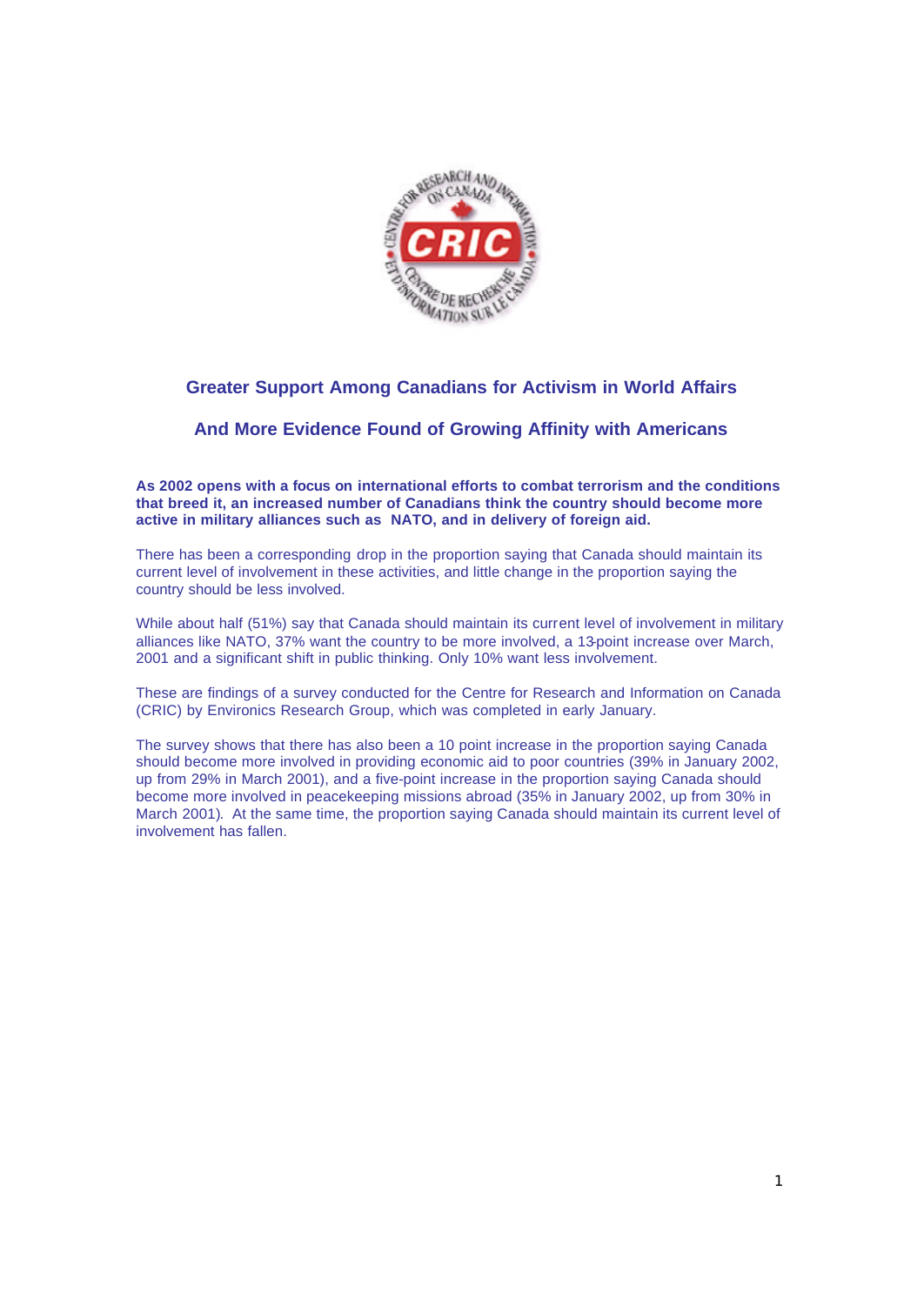## Greater Support Among Canadians for Activism in World Affairs

## And More Evidence Found of Growing Affinity with Americans

**As 2002 opens with a focus on international efforts to combat terrorism and the conditions that breed it, an increased number of Canadians think the country should become more active in military alliances such as NATO, and in delivery of foreign aid.**

There has been a corresponding drop in the proportion saying that Canada should maintain its current level of involvement in these activities, and little change in the proportion saying the country should be less involved.

While about half (51%) say that Canada should maintain its current level of involvement in military alliances like NATO, 37% want the country to be more involved, a 13-point increase over March, 2001 and a significant shift in public thinking. Only 10% want less involvement.

These are findings of a survey conducted for the Centre for Research and Information on Canada (CRIC) by Environics Research Group, which was completed in early January.

The survey shows that there has also been a 10 point increase in the proportion saying Canada should become more involved in providing economic aid to poor countries (39% in January 2002, up from 29% in March 2001), and a five-point increase in the proportion saying Canada should become more involved in peacekeeping missions abroad (35% in January 2002, up from 30% in March 2001). At the same time, the proportion saying Canada should maintain its current level of involvement has fallen.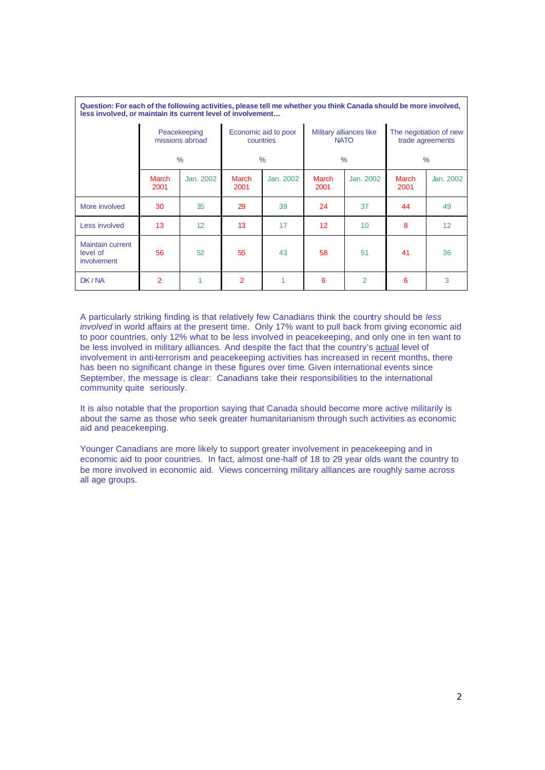| **Question: For each of the following activities, please tell me whether you think Canada should be more involved, less involved, or maintain its current level of involvement…** | | | | | | | | |
|---|---|---|---|---|---|---|---|---|
| | Peacekeeping missions abroad % | | Economic aid to poor countries % | | Military alliances like NATO % | | The negotiation of new trade agreements % | |
| | March 2001 | Jan. 2002 | March 2001 | Jan. 2002 | March 2001 | Jan. 2002 | March 2001 | Jan. 2002 |
| More involved | 30 | 35 | 29 | 39 | 24 | 37 | 44 | 49 |
| Less involved | 13 | 12 | 13 | 17 | 12 | 10 | 8 | 12 |
| Maintain current level of involvement | 56 | 52 | 55 | 43 | 58 | 51 | 41 | 36 |
| DK / NA | 2 | 1 | 2 | 1 | 6 | 2 | 6 | 3 |

A particularly striking finding is that relatively few Canadians think the country should be *less involved* in world affairs at the present time. Only 17% want to pull back from giving economic aid to poor countries, only 12% what to be less involved in peacekeeping, and only one in ten want to be less involved in military alliances. And despite the fact that the country's actual level of involvement in anti-terrorism and peacekeeping activities has increased in recent months, there has been no significant change in these figures over time. Given international events since September, the message is clear: Canadians take their responsibilities to the international community quite seriously.

It is also notable that the proportion saying that Canada should become more active militarily is about the same as those who seek greater humanitarianism through such activities as economic aid and peacekeeping.

Younger Canadians are more likely to support greater involvement in peacekeeping and in economic aid to poor countries. In fact, almost one-half of 18 to 29 year olds want the country to be more involved in economic aid. Views concerning military alliances are roughly same across all age groups.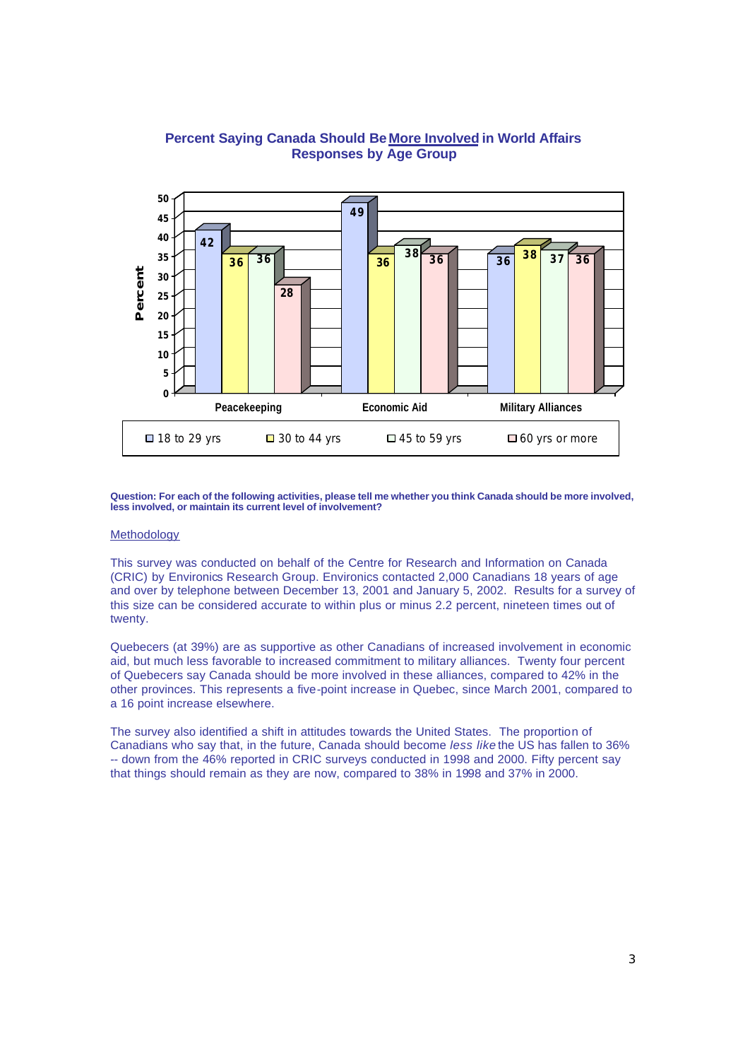**Percent Saying Canada Should Be More Involved in World Affairs**
**Responses by Age Group**

| | 18 to 29 yrs | 30 to 44 yrs | 45 to 59 yrs | 60 yrs or more |
|---|---|---|---|---|
| Peacekeeping | 42 | 36 | 36 | 28 |
| Economic Aid | 49 | 36 | 38 | 36 |
| Military Alliances | 36 | 38 | 37 | 36 |

**Question: For each of the following activities, please tell me whether you think Canada should be more involved, less involved, or maintain its current level of involvement?**

Methodology

This survey was conducted on behalf of the Centre for Research and Information on Canada (CRIC) by Environics Research Group. Environics contacted 2,000 Canadians 18 years of age and over by telephone between December 13, 2001 and January 5, 2002. Results for a survey of this size can be considered accurate to within plus or minus 2.2 percent, nineteen times out of twenty.

Quebecers (at 39%) are as supportive as other Canadians of increased involvement in economic aid, but much less favorable to increased commitment to military alliances. Twenty four percent of Quebecers say Canada should be more involved in these alliances, compared to 42% in the other provinces. This represents a five-point increase in Quebec, since March 2001, compared to a 16 point increase elsewhere.

The survey also identified a shift in attitudes towards the United States. The proportion of Canadians who say that, in the future, Canada should become *less like* the US has fallen to 36% -- down from the 46% reported in CRIC surveys conducted in 1998 and 2000. Fifty percent say that things should remain as they are now, compared to 38% in 1998 and 37% in 2000.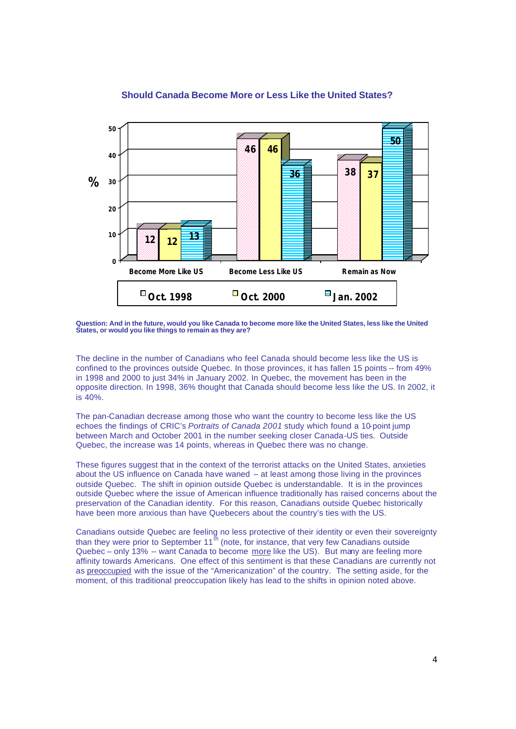### Should Canada Become More or Less Like the United States?

| % | Oct. 1998 | Oct. 2000 | Jan. 2002 |
|---|---|---|---|
| Become More Like US | 12 | 12 | 13 |
| Become Less Like US | 46 | 46 | 36 |
| Remain as Now | 38 | 37 | 50 |

**Question: And in the future, would you like Canada to become more like the United States, less like the United States, or would you like things to remain as they are?**

The decline in the number of Canadians who feel Canada should become less like the US is confined to the provinces outside Quebec. In those provinces, it has fallen 15 points -- from 49% in 1998 and 2000 to just 34% in January 2002. In Quebec, the movement has been in the opposite direction. In 1998, 36% thought that Canada should become less like the US. In 2002, it is 40%.

The pan-Canadian decrease among those who want the country to become less like the US echoes the findings of CRIC's *Portraits of Canada 2001* study which found a 10-point jump between March and October 2001 in the number seeking closer Canada-US ties. Outside Quebec, the increase was 14 points, whereas in Quebec there was no change.

These figures suggest that in the context of the terrorist attacks on the United States, anxieties about the US influence on Canada have waned – at least among those living in the provinces outside Quebec. The shift in opinion outside Quebec is understandable. It is in the provinces outside Quebec where the issue of American influence traditionally has raised concerns about the preservation of the Canadian identity. For this reason, Canadians outside Quebec historically have been more anxious than have Quebecers about the country's ties with the US.

Canadians outside Quebec are feeling no less protective of their identity or even their sovereignty than they were prior to September 11th (note, for instance, that very few Canadians outside Quebec – only 13% -- want Canada to become <u>more</u> like the US). But many are feeling more affinity towards Americans. One effect of this sentiment is that these Canadians are currently not as <u>preoccupied</u> with the issue of the "Americanization" of the country. The setting aside, for the moment, of this traditional preoccupation likely has lead to the shifts in opinion noted above.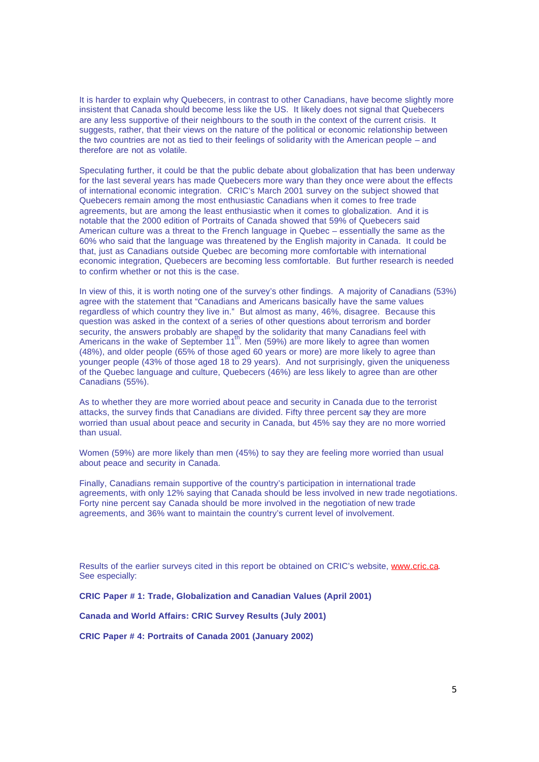It is harder to explain why Quebecers, in contrast to other Canadians, have become slightly more insistent that Canada should become less like the US. It likely does not signal that Quebecers are any less supportive of their neighbours to the south in the context of the current crisis. It suggests, rather, that their views on the nature of the political or economic relationship between the two countries are not as tied to their feelings of solidarity with the American people – and therefore are not as volatile.

Speculating further, it could be that the public debate about globalization that has been underway for the last several years has made Quebecers more wary than they once were about the effects of international economic integration. CRIC's March 2001 survey on the subject showed that Quebecers remain among the most enthusiastic Canadians when it comes to free trade agreements, but are among the least enthusiastic when it comes to globalization. And it is notable that the 2000 edition of Portraits of Canada showed that 59% of Quebecers said American culture was a threat to the French language in Quebec – essentially the same as the 60% who said that the language was threatened by the English majority in Canada. It could be that, just as Canadians outside Quebec are becoming more comfortable with international economic integration, Quebecers are becoming less comfortable. But further research is needed to confirm whether or not this is the case.

In view of this, it is worth noting one of the survey's other findings. A majority of Canadians (53%) agree with the statement that "Canadians and Americans basically have the same values regardless of which country they live in." But almost as many, 46%, disagree. Because this question was asked in the context of a series of other questions about terrorism and border security, the answers probably are shaped by the solidarity that many Canadians feel with Americans in the wake of September 11th. Men (59%) are more likely to agree than women (48%), and older people (65% of those aged 60 years or more) are more likely to agree than younger people (43% of those aged 18 to 29 years). And not surprisingly, given the uniqueness of the Quebec language and culture, Quebecers (46%) are less likely to agree than are other Canadians (55%).

As to whether they are more worried about peace and security in Canada due to the terrorist attacks, the survey finds that Canadians are divided. Fifty three percent say they are more worried than usual about peace and security in Canada, but 45% say they are no more worried than usual.

Women (59%) are more likely than men (45%) to say they are feeling more worried than usual about peace and security in Canada.

Finally, Canadians remain supportive of the country's participation in international trade agreements, with only 12% saying that Canada should be less involved in new trade negotiations. Forty nine percent say Canada should be more involved in the negotiation of new trade agreements, and 36% want to maintain the country's current level of involvement.

Results of the earlier surveys cited in this report be obtained on CRIC's website, www.cric.ca. See especially:

**CRIC Paper # 1: Trade, Globalization and Canadian Values (April 2001)**

**Canada and World Affairs: CRIC Survey Results (July 2001)**

**CRIC Paper # 4: Portraits of Canada 2001 (January 2002)**